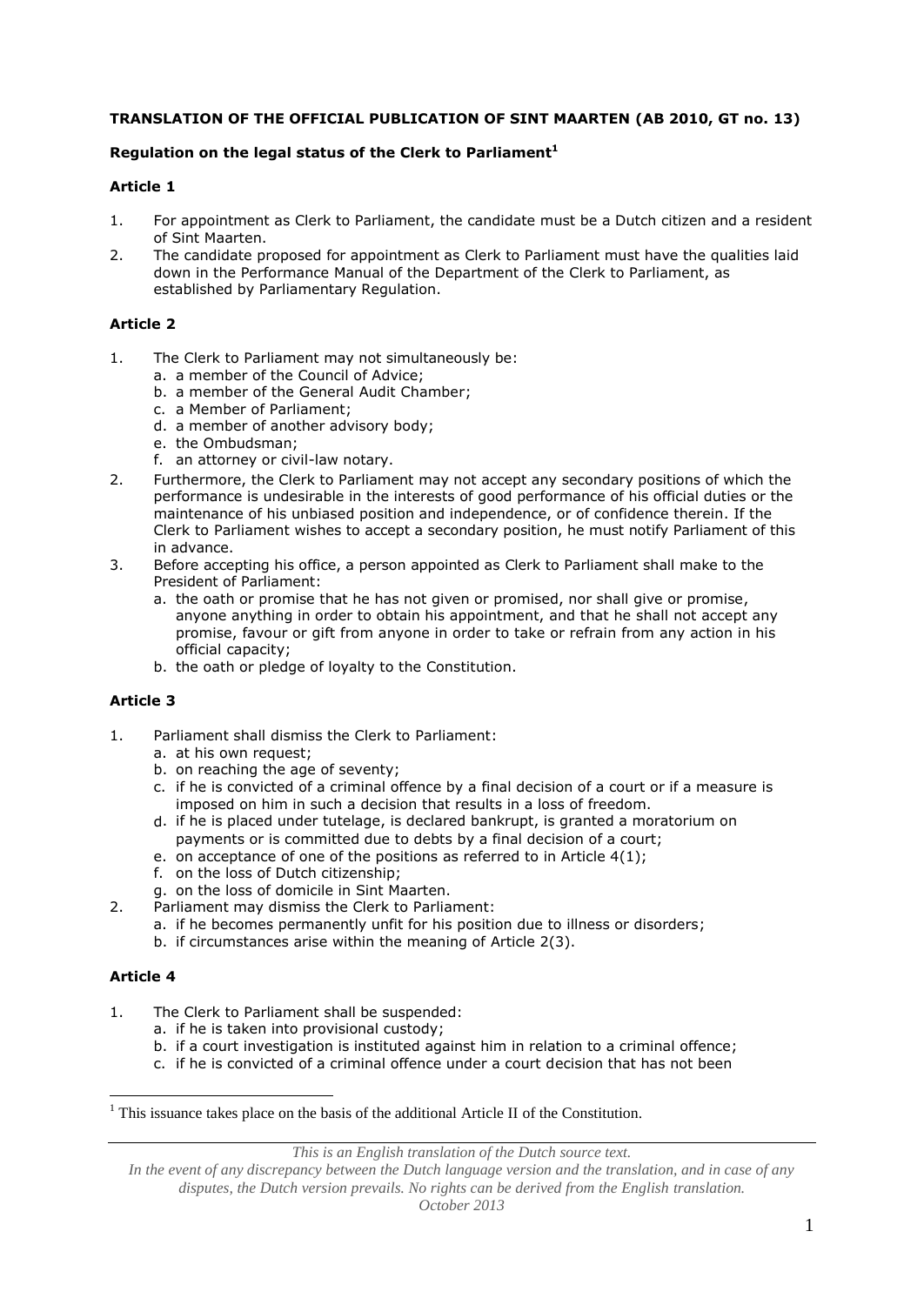**TRANSLATION OF THE OFFICIAL PUBLICATION OF SINT MAARTEN (AB 2010, GT no. 13)**

**Regulation on the legal status of the Clerk to Parliament**[1]

**Article 1**

1. For appointment as Clerk to Parliament, the candidate must be a Dutch citizen and a resident of Sint Maarten.
2. The candidate proposed for appointment as Clerk to Parliament must have the qualities laid down in the Performance Manual of the Department of the Clerk to Parliament, as established by Parliamentary Regulation.

**Article 2**

1. The Clerk to Parliament may not simultaneously be:
   a. a member of the Council of Advice;
   b. a member of the General Audit Chamber;
   c. a Member of Parliament;
   d. a member of another advisory body;
   e. the Ombudsman;
   f. an attorney or civil-law notary.
2. Furthermore, the Clerk to Parliament may not accept any secondary positions of which the performance is undesirable in the interests of good performance of his official duties or the maintenance of his unbiased position and independence, or of confidence therein. If the Clerk to Parliament wishes to accept a secondary position, he must notify Parliament of this in advance.
3. Before accepting his office, a person appointed as Clerk to Parliament shall make to the President of Parliament:
   a. the oath or promise that he has not given or promised, nor shall give or promise, anyone anything in order to obtain his appointment, and that he shall not accept any promise, favour or gift from anyone in order to take or refrain from any action in his official capacity;
   b. the oath or pledge of loyalty to the Constitution.

**Article 3**

1. Parliament shall dismiss the Clerk to Parliament:
   a. at his own request;
   b. on reaching the age of seventy;
   c. if he is convicted of a criminal offence by a final decision of a court or if a measure is imposed on him in such a decision that results in a loss of freedom.
   d. if he is placed under tutelage, is declared bankrupt, is granted a moratorium on payments or is committed due to debts by a final decision of a court;
   e. on acceptance of one of the positions as referred to in Article 4(1);
   f. on the loss of Dutch citizenship;
   g. on the loss of domicile in Sint Maarten.
2. Parliament may dismiss the Clerk to Parliament:
   a. if he becomes permanently unfit for his position due to illness or disorders;
   b. if circumstances arise within the meaning of Article 2(3).

**Article 4**

1. The Clerk to Parliament shall be suspended:
   a. if he is taken into provisional custody;
   b. if a court investigation is instituted against him in relation to a criminal offence;
   c. if he is convicted of a criminal offence under a court decision that has not been

[1] This issuance takes place on the basis of the additional Article II of the Constitution.

*This is an English translation of the Dutch source text.*
*In the event of any discrepancy between the Dutch language version and the translation, and in case of any disputes, the Dutch version prevails. No rights can be derived from the English translation.*
*October 2013*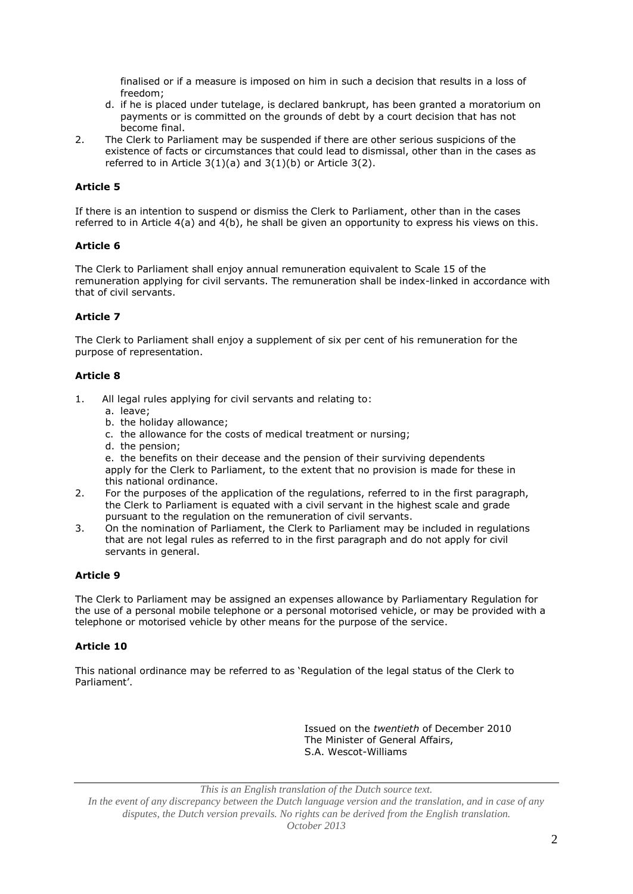finalised or if a measure is imposed on him in such a decision that results in a loss of freedom;

   d. if he is placed under tutelage, is declared bankrupt, has been granted a moratorium on payments or is committed on the grounds of debt by a court decision that has not become final.

2. The Clerk to Parliament may be suspended if there are other serious suspicions of the existence of facts or circumstances that could lead to dismissal, other than in the cases as referred to in Article 3(1)(a) and 3(1)(b) or Article 3(2).

**Article 5**

If there is an intention to suspend or dismiss the Clerk to Parliament, other than in the cases referred to in Article 4(a) and 4(b), he shall be given an opportunity to express his views on this.

**Article 6**

The Clerk to Parliament shall enjoy annual remuneration equivalent to Scale 15 of the remuneration applying for civil servants. The remuneration shall be index-linked in accordance with that of civil servants.

**Article 7**

The Clerk to Parliament shall enjoy a supplement of six per cent of his remuneration for the purpose of representation.

**Article 8**

1. All legal rules applying for civil servants and relating to:
   a. leave;
   b. the holiday allowance;
   c. the allowance for the costs of medical treatment or nursing;
   d. the pension;
   e. the benefits on their decease and the pension of their surviving dependents

   apply for the Clerk to Parliament, to the extent that no provision is made for these in this national ordinance.
2. For the purposes of the application of the regulations, referred to in the first paragraph, the Clerk to Parliament is equated with a civil servant in the highest scale and grade pursuant to the regulation on the remuneration of civil servants.
3. On the nomination of Parliament, the Clerk to Parliament may be included in regulations that are not legal rules as referred to in the first paragraph and do not apply for civil servants in general.

**Article 9**

The Clerk to Parliament may be assigned an expenses allowance by Parliamentary Regulation for the use of a personal mobile telephone or a personal motorised vehicle, or may be provided with a telephone or motorised vehicle by other means for the purpose of the service.

**Article 10**

This national ordinance may be referred to as 'Regulation of the legal status of the Clerk to Parliament'.

Issued on the *twentieth* of December 2010
The Minister of General Affairs,
S.A. Wescot-Williams

*This is an English translation of the Dutch source text.*
*In the event of any discrepancy between the Dutch language version and the translation, and in case of any disputes, the Dutch version prevails. No rights can be derived from the English translation.*
*October 2013*